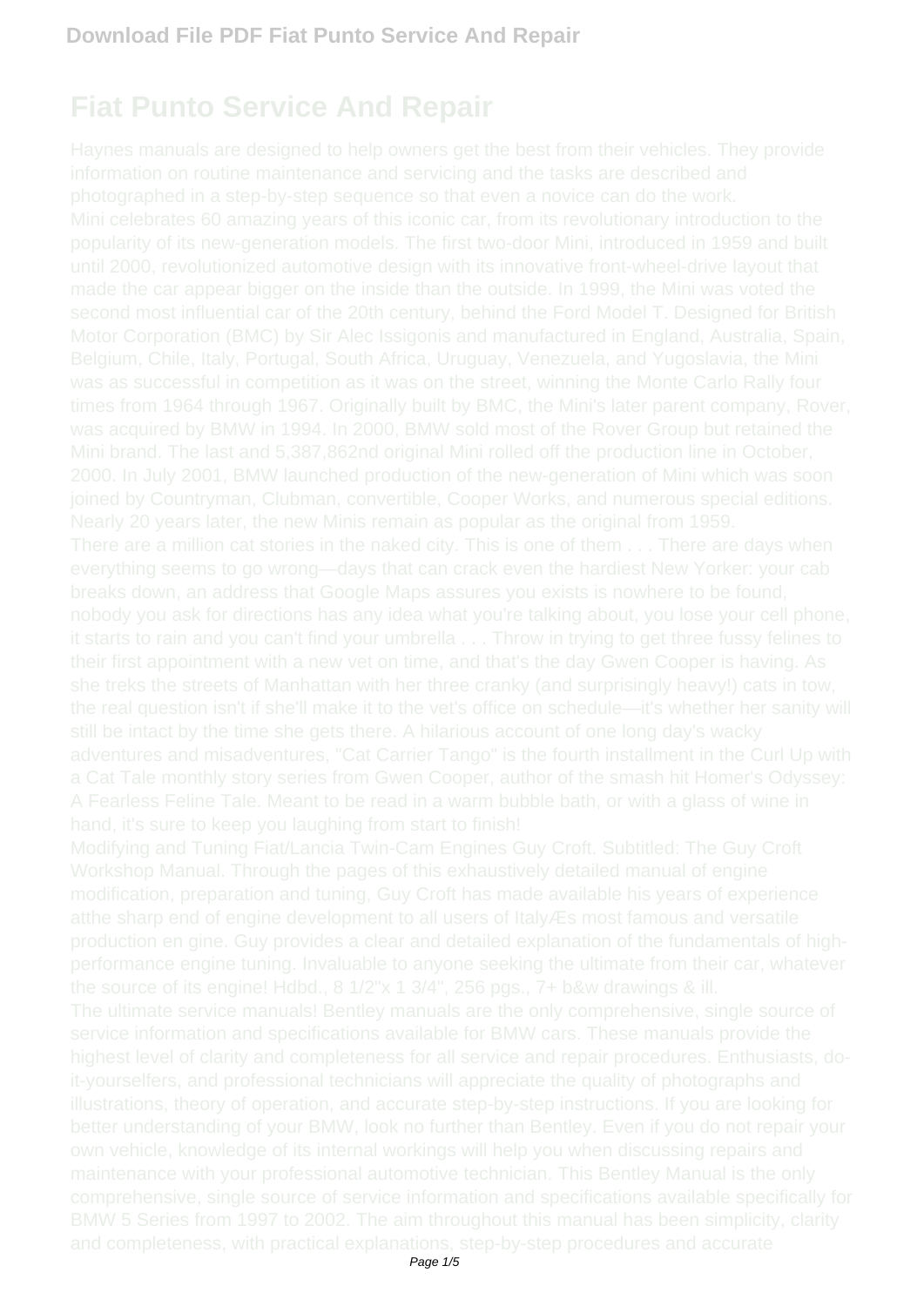# Fiat Punto Service And Repair

Haynes manuals are designed to help owners get the best from their vehicles. They provide information on routine maintenance and servicing and the tasks are described and photographed in a step-by-step sequence so that even a novice can do the work.

Mini celebrates 60 amazing years of this iconic car, from its revolutionary introduction to the popularity of its new-generation models. The first two-door Mini, introduced in 1959 and built until 2000, revolutionized automotive design with its innovative front-wheel-drive layout that made the car appear bigger on the inside than the outside. In 1999, the Mini was voted the second most influential car of the 20th century, behind the Ford Model T. Designed for British Motor Corporation (BMC) by Sir Alec Issigonis and manufactured in England, Australia, Spain, Belgium, Chile, Italy, Portugal, South Africa, Uruguay, Venezuela, and Yugoslavia, the Mini was as successful in competition as it was on the street, winning the Monte Carlo Rally four times from 1964 through 1967. Originally built by BMC, the Mini's later parent company, Rover, was acquired by BMW in 1994. In 2000, BMW sold most of the Rover Group but retained the Mini brand. The last and 5,387,862nd original Mini rolled off the production line in October, 2000. In July 2001, BMW launched production of the new-generation of Mini which was soon joined by Countryman, Clubman, convertible, Cooper Works, and numerous special editions. Nearly 20 years later, the new Minis remain as popular as the original from 1959.

There are a million cat stories in the naked city. This is one of them . . . There are days when everything seems to go wrong—days that can crack even the hardiest New Yorker: your cab breaks down, an address that Google Maps assures you exists is nowhere to be found, nobody you ask for directions has any idea what you're talking about, you lose your cell phone, it starts to rain and you can't find your umbrella . . . Throw in trying to get three fussy felines to their first appointment with a new vet on time, and that's the day Gwen Cooper is having. As she treks the streets of Manhattan with her three cranky (and surprisingly heavy!) cats in tow, the real question isn't if she'll make it to the vet's office on schedule—it's whether her sanity will still be intact by the time she gets there. A hilarious account of one long day's wacky adventures and misadventures, "Cat Carrier Tango" is the fourth installment in the Curl Up with a Cat Tale monthly story series from Gwen Cooper, author of the smash hit Homer's Odyssey: A Fearless Feline Tale. Meant to be read in a warm bubble bath, or with a glass of wine in hand, it's sure to keep you laughing from start to finish!

Modifying and Tuning Fiat/Lancia Twin-Cam Engines Guy Croft. Subtitled: The Guy Croft Workshop Manual. Through the pages of this exhaustively detailed manual of engine modification, preparation and tuning, Guy Croft has made available his years of experience atthe sharp end of engine development to all users of ItalyÆs most famous and versatile production en gine. Guy provides a clear and detailed explanation of the fundamentals of high-performance engine tuning. Invaluable to anyone seeking the ultimate from their car, whatever the source of its engine! Hdbd., 8 1/2"x 1 3/4", 256 pgs., 7+ b&w drawings & ill.

The ultimate service manuals! Bentley manuals are the only comprehensive, single source of service information and specifications available for BMW cars. These manuals provide the highest level of clarity and completeness for all service and repair procedures. Enthusiasts, do-it-yourselfers, and professional technicians will appreciate the quality of photographs and illustrations, theory of operation, and accurate step-by-step instructions. If you are looking for better understanding of your BMW, look no further than Bentley. Even if you do not repair your own vehicle, knowledge of its internal workings will help you when discussing repairs and maintenance with your professional automotive technician. This Bentley Manual is the only comprehensive, single source of service information and specifications available specifically for BMW 5 Series from 1997 to 2002. The aim throughout this manual has been simplicity, clarity and completeness, with practical explanations, step-by-step procedures and accurate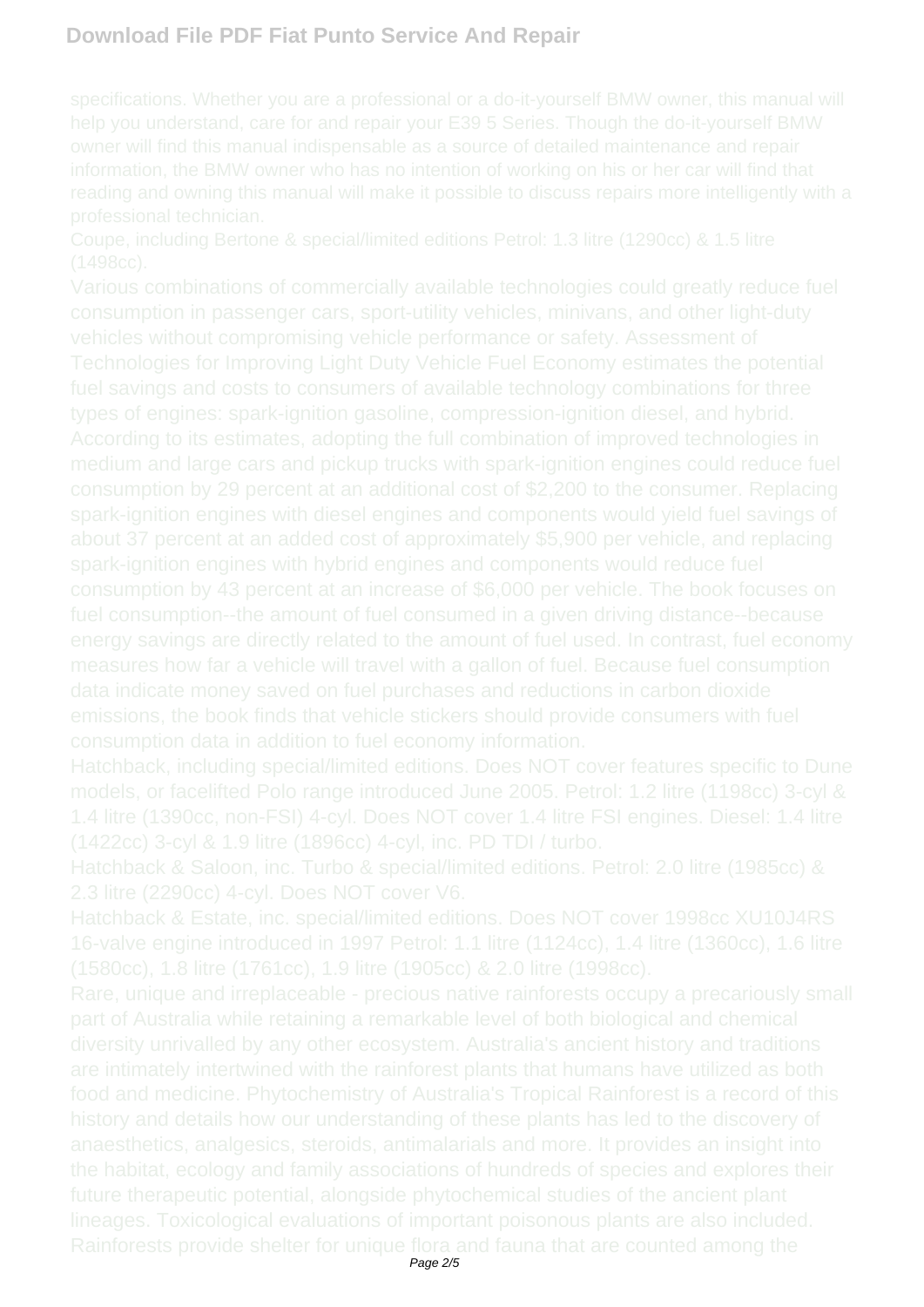specifications. Whether you are a professional or a do-it-yourself BMW owner, this manual will help you understand, care for and repair your E39 5 Series. Though the do-it-yourself BMW owner will find this manual indispensable as a source of detailed maintenance and repair information, the BMW owner who has no intention of working on his or her car will find that reading and owning this manual will make it possible to discuss repairs more intelligently with a professional technician.

Coupe, including Bertone & special/limited editions Petrol: 1.3 litre (1290cc) & 1.5 litre (1498cc).

Various combinations of commercially available technologies could greatly reduce fuel consumption in passenger cars, sport-utility vehicles, minivans, and other light-duty vehicles without compromising vehicle performance or safety. Assessment of Technologies for Improving Light Duty Vehicle Fuel Economy estimates the potential fuel savings and costs to consumers of available technology combinations for three types of engines: spark-ignition gasoline, compression-ignition diesel, and hybrid. According to its estimates, adopting the full combination of improved technologies in medium and large cars and pickup trucks with spark-ignition engines could reduce fuel consumption by 29 percent at an additional cost of $2,200 to the consumer. Replacing spark-ignition engines with diesel engines and components would yield fuel savings of about 37 percent at an added cost of approximately $5,900 per vehicle, and replacing spark-ignition engines with hybrid engines and components would reduce fuel consumption by 43 percent at an increase of $6,000 per vehicle. The book focuses on fuel consumption--the amount of fuel consumed in a given driving distance--because energy savings are directly related to the amount of fuel used. In contrast, fuel economy measures how far a vehicle will travel with a gallon of fuel. Because fuel consumption data indicate money saved on fuel purchases and reductions in carbon dioxide emissions, the book finds that vehicle stickers should provide consumers with fuel consumption data in addition to fuel economy information.

Hatchback, including special/limited editions. Does NOT cover features specific to Dune models, or facelifted Polo range introduced June 2005. Petrol: 1.2 litre (1198cc) 3-cyl & 1.4 litre (1390cc, non-FSI) 4-cyl. Does NOT cover 1.4 litre FSI engines. Diesel: 1.4 litre (1422cc) 3-cyl & 1.9 litre (1896cc) 4-cyl, inc. PD TDI / turbo.

Hatchback & Saloon, inc. Turbo & special/limited editions. Petrol: 2.0 litre (1985cc) & 2.3 litre (2290cc) 4-cyl. Does NOT cover V6.

Hatchback & Estate, inc. special/limited editions. Does NOT cover 1998cc XU10J4RS 16-valve engine introduced in 1997 Petrol: 1.1 litre (1124cc), 1.4 litre (1360cc), 1.6 litre (1580cc), 1.8 litre (1761cc), 1.9 litre (1905cc) & 2.0 litre (1998cc).

Rare, unique and irreplaceable - precious native rainforests occupy a precariously small part of Australia while retaining a remarkable level of both biological and chemical diversity unrivalled by any other ecosystem. Australia's ancient history and traditions are intimately intertwined with the rainforest plants that humans have utilized as both food and medicine. Phytochemistry of Australia's Tropical Rainforest is a record of this history and details how our understanding of these plants has led to the discovery of anaesthetics, analgesics, steroids, antimalarials and more. It provides an insight into the habitat, ecology and family associations of hundreds of species and explores their future therapeutic potential, alongside phytochemical studies of the ancient plant lineages. Toxicological evaluations of important poisonous plants are also included. Rainforests provide shelter for unique flora and fauna that are counted among the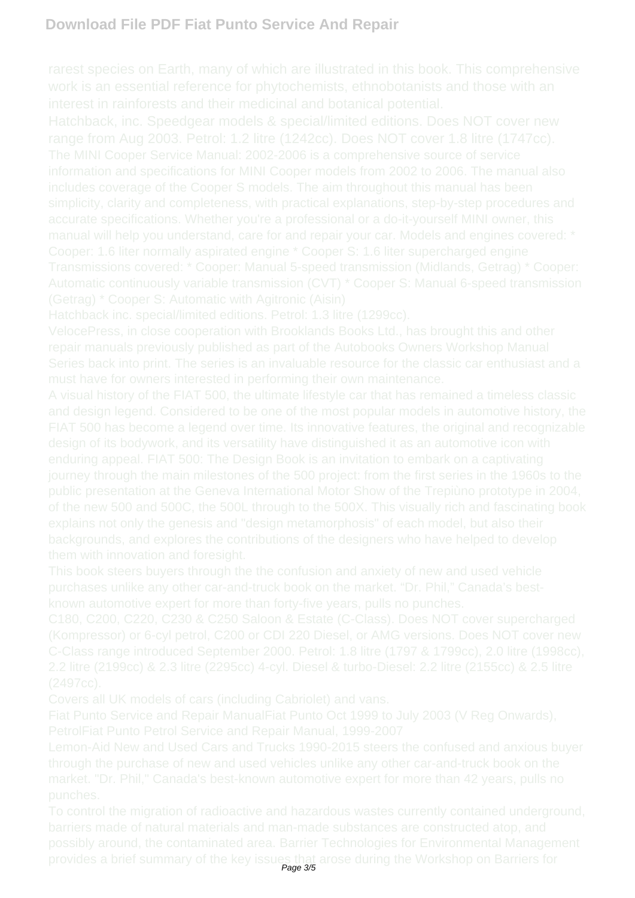rarest species on Earth, many of which are illustrated in this book. This comprehensive work is an essential reference for phytochemists, ethnobotanists and those with an interest in rainforests and their medicinal and botanical potential.

Hatchback, inc. Speedgear models & special/limited editions. Does NOT cover new range from Aug 2003. Petrol: 1.2 litre (1242cc). Does NOT cover 1.8 litre (1747cc).

The MINI Cooper Service Manual: 2002-2006 is a comprehensive source of service information and specifications for MINI Cooper models from 2002 to 2006. The manual also includes coverage of the Cooper S models. The aim throughout this manual has been simplicity, clarity and completeness, with practical explanations, step-by-step procedures and accurate specifications. Whether you're a professional or a do-it-yourself MINI owner, this manual will help you understand, care for and repair your car. Models and engines covered: * Cooper: 1.6 liter normally aspirated engine * Cooper S: 1.6 liter supercharged engine Transmissions covered: * Cooper: Manual 5-speed transmission (Midlands, Getrag) * Cooper: Automatic continuously variable transmission (CVT) * Cooper S: Manual 6-speed transmission (Getrag) * Cooper S: Automatic with Agitronic (Aisin)

Hatchback inc. special/limited editions. Petrol: 1.3 litre (1299cc).

VelocePress, in close cooperation with Brooklands Books Ltd., has brought this and other repair manuals previously published as part of the Autobooks Owners Workshop Manual Series back into print. The series is an invaluable resource for the classic car enthusiast and a must have for owners interested in performing their own maintenance.

A visual history of the FIAT 500, the ultimate lifestyle car that has remained a timeless classic and design legend. Considered to be one of the most popular models in automotive history, the FIAT 500 has become a legend over time. Its innovative features, the original and recognizable design of its bodywork, and its versatility have distinguished it as an automotive icon with enduring appeal. FIAT 500: The Design Book is an invitation to embark on a captivating journey through the main milestones of the 500 project: from the first series in the 1960s to the public presentation at the Geneva International Motor Show of the Trepiùno prototype in 2004, of the new 500 and 500C, the 500L through to the 500X. This visually rich and fascinating book explains not only the genesis and "design metamorphosis" of each model, but also their backgrounds, and explores the contributions of the designers who have helped to develop them with innovation and foresight.

This book steers buyers through the the confusion and anxiety of new and used vehicle purchases unlike any other car-and-truck book on the market. "Dr. Phil," Canada's best-known automotive expert for more than forty-five years, pulls no punches.

C180, C200, C220, C230 & C250 Saloon & Estate (C-Class). Does NOT cover supercharged (Kompressor) or 6-cyl petrol, C200 or CDI 220 Diesel, or AMG versions. Does NOT cover new C-Class range introduced September 2000. Petrol: 1.8 litre (1797 & 1799cc), 2.0 litre (1998cc), 2.2 litre (2199cc) & 2.3 litre (2295cc) 4-cyl. Diesel & turbo-Diesel: 2.2 litre (2155cc) & 2.5 litre (2497cc).

Covers all UK models of cars (including Cabriolet) and vans.

Fiat Punto Service and Repair ManualFiat Punto Oct 1999 to July 2003 (V Reg Onwards), PetrolFiat Punto Petrol Service and Repair Manual, 1999-2007

Lemon-Aid New and Used Cars and Trucks 1990-2015 steers the confused and anxious buyer through the purchase of new and used vehicles unlike any other car-and-truck book on the market. "Dr. Phil," Canada's best-known automotive expert for more than 42 years, pulls no punches.

To control the migration of radioactive and hazardous wastes currently contained underground, barriers made of natural materials and man-made substances are constructed atop, and possibly around, the contaminated area. Barrier Technologies for Environmental Management provides a brief summary of the key issues that arose during the Workshop on Barriers for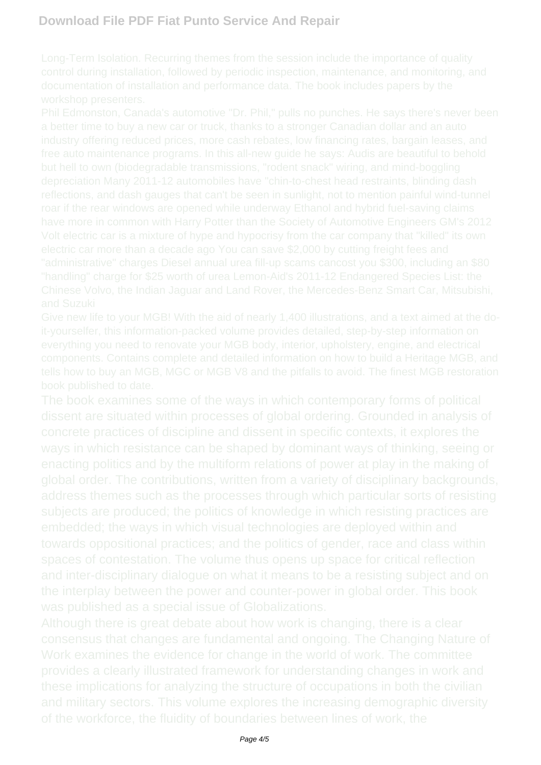Long-Term Isolation. Recurring themes from the session include the importance of quality control during installation, followed by periodic inspection, maintenance, and monitoring, and documentation of installation and performance data. The book includes papers by the workshop presenters.

Phil Edmonston, Canada's automotive "Dr. Phil," pulls no punches. He says there's never been a better time to buy a new car or truck, thanks to a stronger Canadian dollar and an auto industry offering reduced prices, more cash rebates, low financing rates, bargain leases, and free auto maintenance programs. In this all-new guide he says: Audis are beautiful to behold but hell to own (biodegradable transmissions, "rodent snack" wiring, and mind-boggling depreciation Many 2011-12 automobiles have "chin-to-chest head restraints, blinding dash reflections, and dash gauges that can't be seen in sunlight, not to mention painful wind-tunnel roar if the rear windows are opened while underway Ethanol and hybrid fuel-saving claims have more in common with Harry Potter than the Society of Automotive Engineers GM's 2012 Volt electric car is a mixture of hype and hypocrisy from the car company that "killed" its own electric car more than a decade ago You can save $2,000 by cutting freight fees and "administrative" charges Diesel annual urea fill-up scams cancost you $300, including an $80 "handling" charge for $25 worth of urea Lemon-Aid's 2011-12 Endangered Species List: the Chinese Volvo, the Indian Jaguar and Land Rover, the Mercedes-Benz Smart Car, Mitsubishi, and Suzuki

Give new life to your MGB! With the aid of nearly 1,400 illustrations, and a text aimed at the do-it-yourselfer, this information-packed volume provides detailed, step-by-step information on everything you need to renovate your MGB body, interior, upholstery, engine, and electrical components. Contains complete and detailed information on how to build a Heritage MGB, and tells how to buy an MGB, MGC or MGB V8 and the pitfalls to avoid. The finest MGB restoration book published to date.

The book examines some of the ways in which contemporary forms of political dissent are situated within processes of global ordering. Grounded in analysis of concrete practices of discipline and dissent in specific contexts, it explores the ways in which resistance can be shaped by dominant ways of thinking, seeing or enacting politics and by the multiform relations of power at play in the making of global order. The contributions, written from a variety of disciplinary backgrounds, address themes such as the processes through which particular sorts of resisting subjects are produced; the politics of knowledge in which resisting practices are embedded; the ways in which visual technologies are deployed within and towards oppositional practices; and the politics of gender, race and class within spaces of contestation. The volume thus opens up space for critical reflection and inter-disciplinary dialogue on what it means to be a resisting subject and on the interplay between the power and counter-power in global order. This book was published as a special issue of Globalizations.

Although there is great debate about how work is changing, there is a clear consensus that changes are fundamental and ongoing. The Changing Nature of Work examines the evidence for change in the world of work. The committee provides a clearly illustrated framework for understanding changes in work and these implications for analyzing the structure of occupations in both the civilian and military sectors. This volume explores the increasing demographic diversity of the workforce, the fluidity of boundaries between lines of work, the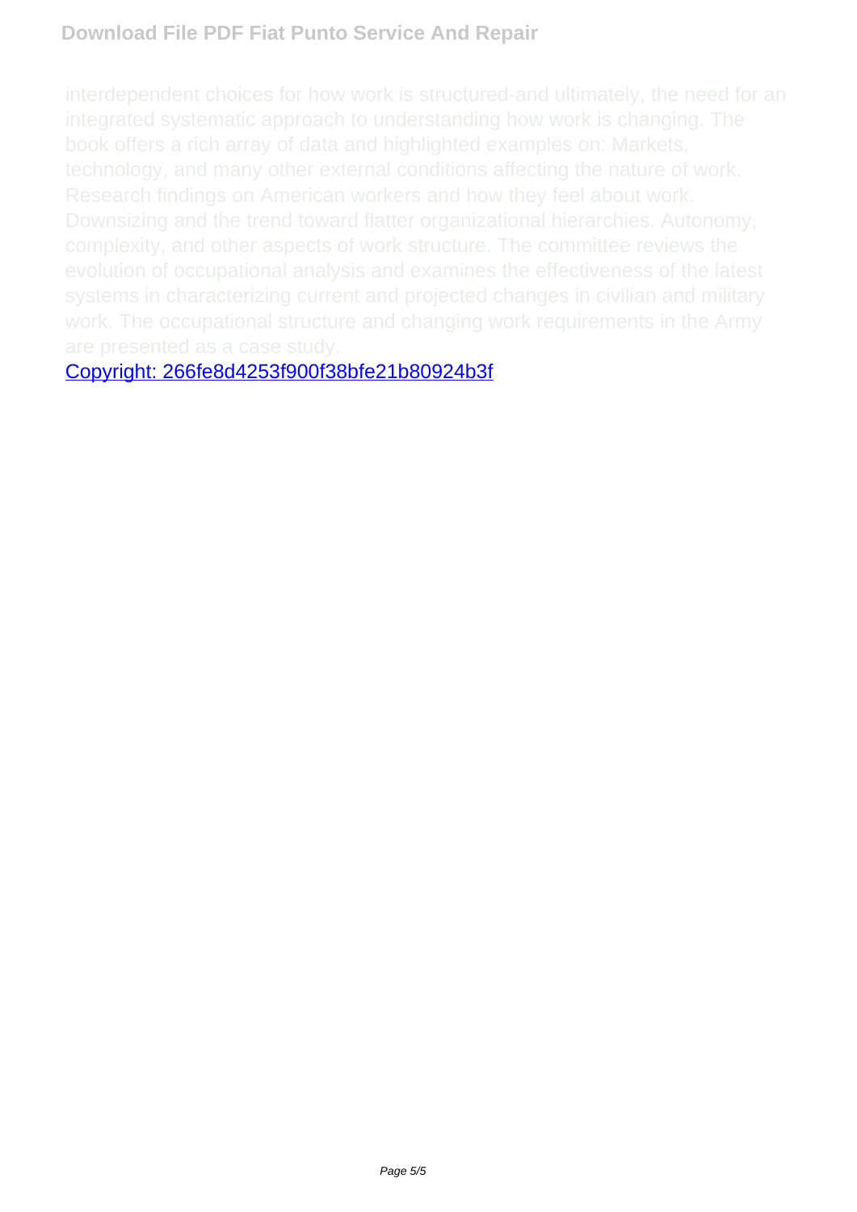interdependent choices for how work is structured-and ultimately, the need for an integrated systematic approach to understanding how work is changing. The book offers a rich array of data and highlighted examples on: Markets, technology, and many other external conditions affecting the nature of work. Research findings on American workers and how they feel about work. Downsizing and the trend toward flatter organizational hierarchies. Autonomy, complexity, and other aspects of work structure. The committee reviews the evolution of occupational analysis and examines the effectiveness of the latest systems in characterizing current and projected changes in civilian and military work. The occupational structure and changing work requirements in the Army are presented as a case study.

Copyright: 266fe8d4253f900f38bfe21b80924b3f